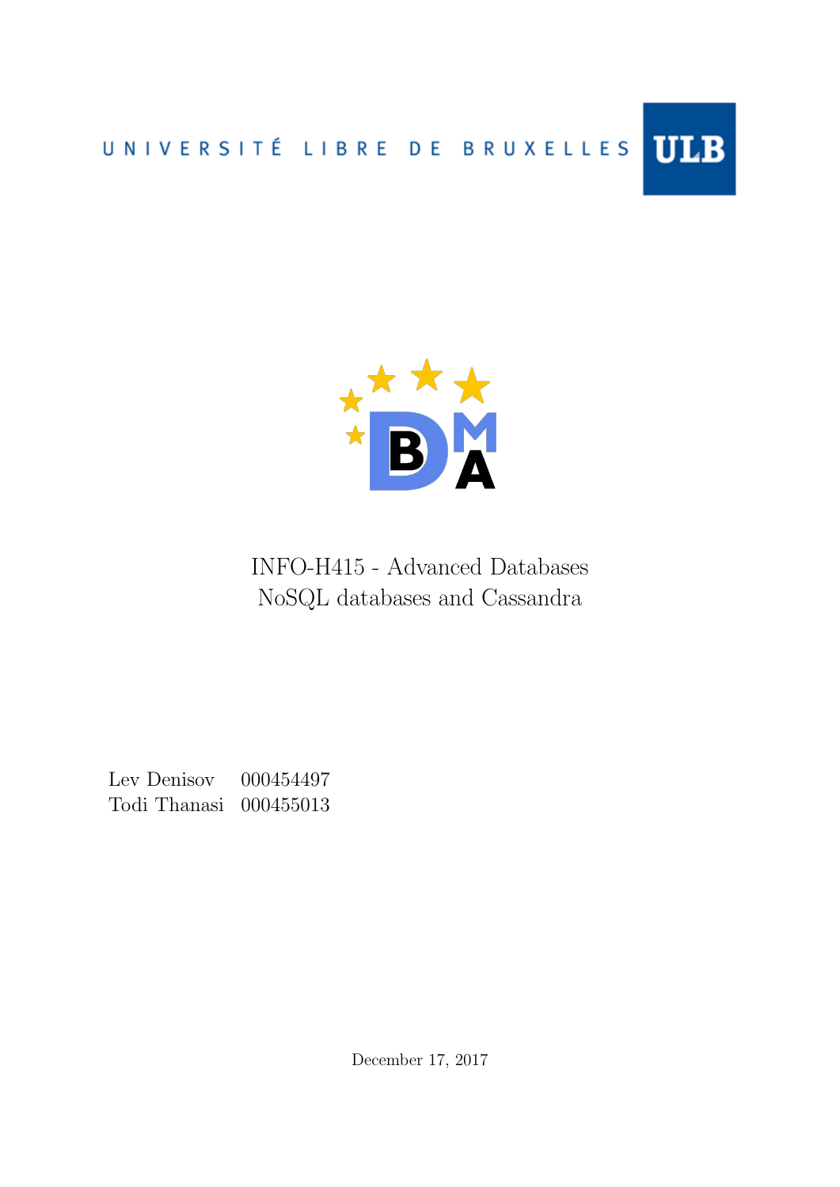UNIVERSITÉ LIBRE DE BRUXELLES

ULB

INFO-H415 - Advanced Databases
NoSQL databases and Cassandra

Lev Denisov 000454497
Todi Thanasi 000455013

December 17, 2017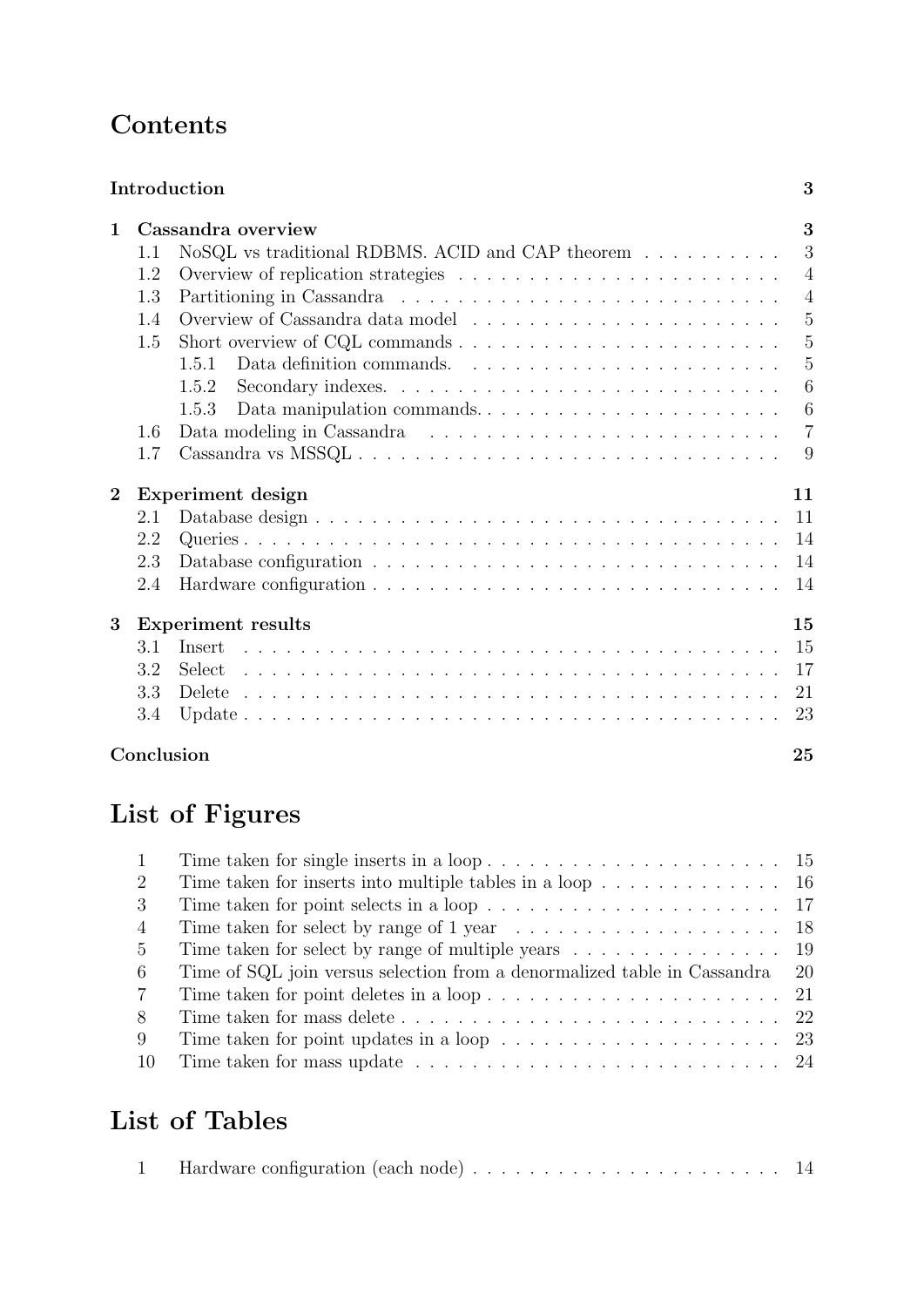# Contents

| | | |
|---|---|---|
| **Introduction** | | **3** |
| **1** | **Cassandra overview** | **3** |
| 1.1 | NoSQL vs traditional RDBMS. ACID and CAP theorem | 3 |
| 1.2 | Overview of replication strategies | 4 |
| 1.3 | Partitioning in Cassandra | 4 |
| 1.4 | Overview of Cassandra data model | 5 |
| 1.5 | Short overview of CQL commands | 5 |
| 1.5.1 | Data definition commands. | 5 |
| 1.5.2 | Secondary indexes. | 6 |
| 1.5.3 | Data manipulation commands. | 6 |
| 1.6 | Data modeling in Cassandra | 7 |
| 1.7 | Cassandra vs MSSQL | 9 |
| **2** | **Experiment design** | **11** |
| 2.1 | Database design | 11 |
| 2.2 | Queries | 14 |
| 2.3 | Database configuration | 14 |
| 2.4 | Hardware configuration | 14 |
| **3** | **Experiment results** | **15** |
| 3.1 | Insert | 15 |
| 3.2 | Select | 17 |
| 3.3 | Delete | 21 |
| 3.4 | Update | 23 |
| **Conclusion** | | **25** |

# List of Figures

| | | |
|---|---|---|
| 1 | Time taken for single inserts in a loop | 15 |
| 2 | Time taken for inserts into multiple tables in a loop | 16 |
| 3 | Time taken for point selects in a loop | 17 |
| 4 | Time taken for select by range of 1 year | 18 |
| 5 | Time taken for select by range of multiple years | 19 |
| 6 | Time of SQL join versus selection from a denormalized table in Cassandra | 20 |
| 7 | Time taken for point deletes in a loop | 21 |
| 8 | Time taken for mass delete | 22 |
| 9 | Time taken for point updates in a loop | 23 |
| 10 | Time taken for mass update | 24 |

# List of Tables

| | | |
|---|---|---|
| 1 | Hardware configuration (each node) | 14 |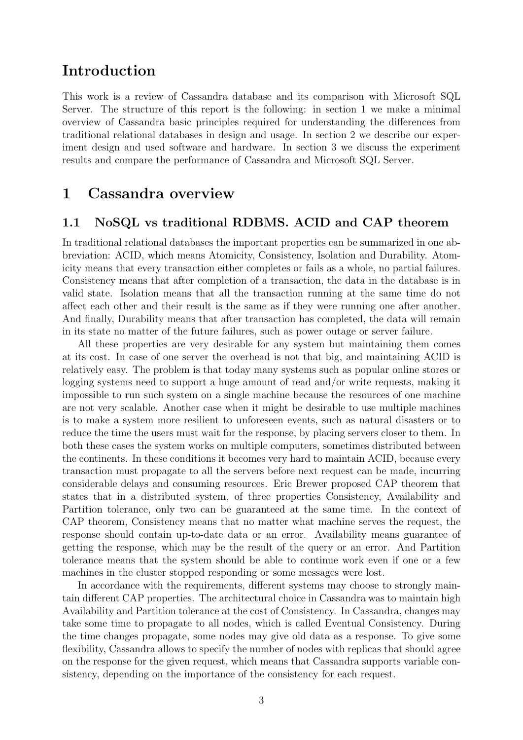# Introduction

This work is a review of Cassandra database and its comparison with Microsoft SQL Server. The structure of this report is the following: in section 1 we make a minimal overview of Cassandra basic principles required for understanding the differences from traditional relational databases in design and usage. In section 2 we describe our experiment design and used software and hardware. In section 3 we discuss the experiment results and compare the performance of Cassandra and Microsoft SQL Server.

# 1 Cassandra overview

## 1.1 NoSQL vs traditional RDBMS. ACID and CAP theorem

In traditional relational databases the important properties can be summarized in one abbreviation: ACID, which means Atomicity, Consistency, Isolation and Durability. Atomicity means that every transaction either completes or fails as a whole, no partial failures. Consistency means that after completion of a transaction, the data in the database is in valid state. Isolation means that all the transaction running at the same time do not affect each other and their result is the same as if they were running one after another. And finally, Durability means that after transaction has completed, the data will remain in its state no matter of the future failures, such as power outage or server failure.

All these properties are very desirable for any system but maintaining them comes at its cost. In case of one server the overhead is not that big, and maintaining ACID is relatively easy. The problem is that today many systems such as popular online stores or logging systems need to support a huge amount of read and/or write requests, making it impossible to run such system on a single machine because the resources of one machine are not very scalable. Another case when it might be desirable to use multiple machines is to make a system more resilient to unforeseen events, such as natural disasters or to reduce the time the users must wait for the response, by placing servers closer to them. In both these cases the system works on multiple computers, sometimes distributed between the continents. In these conditions it becomes very hard to maintain ACID, because every transaction must propagate to all the servers before next request can be made, incurring considerable delays and consuming resources. Eric Brewer proposed CAP theorem that states that in a distributed system, of three properties Consistency, Availability and Partition tolerance, only two can be guaranteed at the same time. In the context of CAP theorem, Consistency means that no matter what machine serves the request, the response should contain up-to-date data or an error. Availability means guarantee of getting the response, which may be the result of the query or an error. And Partition tolerance means that the system should be able to continue work even if one or a few machines in the cluster stopped responding or some messages were lost.

In accordance with the requirements, different systems may choose to strongly maintain different CAP properties. The architectural choice in Cassandra was to maintain high Availability and Partition tolerance at the cost of Consistency. In Cassandra, changes may take some time to propagate to all nodes, which is called Eventual Consistency. During the time changes propagate, some nodes may give old data as a response. To give some flexibility, Cassandra allows to specify the number of nodes with replicas that should agree on the response for the given request, which means that Cassandra supports variable consistency, depending on the importance of the consistency for each request.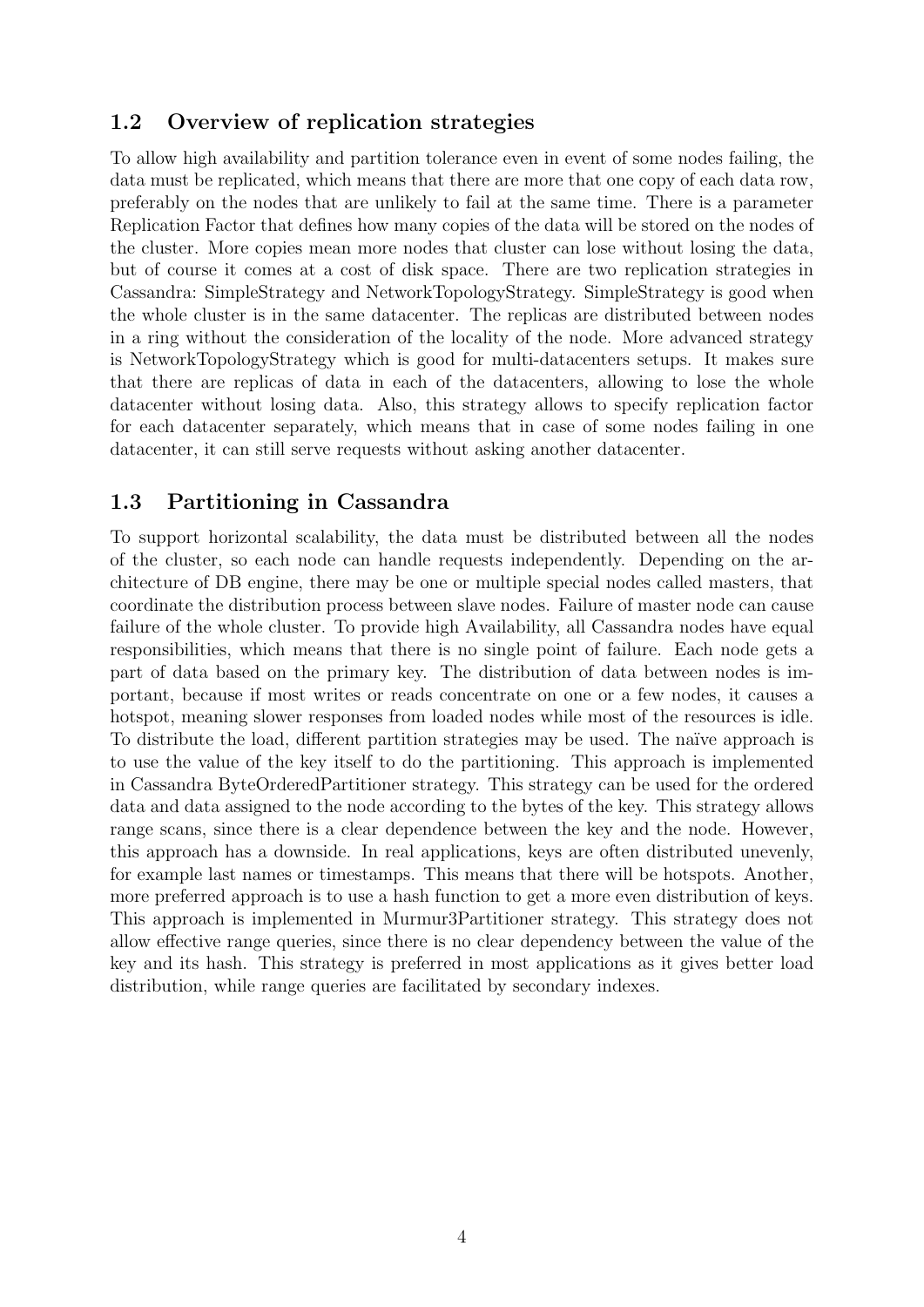## 1.2 Overview of replication strategies

To allow high availability and partition tolerance even in event of some nodes failing, the data must be replicated, which means that there are more that one copy of each data row, preferably on the nodes that are unlikely to fail at the same time. There is a parameter Replication Factor that defines how many copies of the data will be stored on the nodes of the cluster. More copies mean more nodes that cluster can lose without losing the data, but of course it comes at a cost of disk space. There are two replication strategies in Cassandra: SimpleStrategy and NetworkTopologyStrategy. SimpleStrategy is good when the whole cluster is in the same datacenter. The replicas are distributed between nodes in a ring without the consideration of the locality of the node. More advanced strategy is NetworkTopologyStrategy which is good for multi-datacenters setups. It makes sure that there are replicas of data in each of the datacenters, allowing to lose the whole datacenter without losing data. Also, this strategy allows to specify replication factor for each datacenter separately, which means that in case of some nodes failing in one datacenter, it can still serve requests without asking another datacenter.

## 1.3 Partitioning in Cassandra

To support horizontal scalability, the data must be distributed between all the nodes of the cluster, so each node can handle requests independently. Depending on the architecture of DB engine, there may be one or multiple special nodes called masters, that coordinate the distribution process between slave nodes. Failure of master node can cause failure of the whole cluster. To provide high Availability, all Cassandra nodes have equal responsibilities, which means that there is no single point of failure. Each node gets a part of data based on the primary key. The distribution of data between nodes is important, because if most writes or reads concentrate on one or a few nodes, it causes a hotspot, meaning slower responses from loaded nodes while most of the resources is idle. To distribute the load, different partition strategies may be used. The naïve approach is to use the value of the key itself to do the partitioning. This approach is implemented in Cassandra ByteOrderedPartitioner strategy. This strategy can be used for the ordered data and data assigned to the node according to the bytes of the key. This strategy allows range scans, since there is a clear dependence between the key and the node. However, this approach has a downside. In real applications, keys are often distributed unevenly, for example last names or timestamps. This means that there will be hotspots. Another, more preferred approach is to use a hash function to get a more even distribution of keys. This approach is implemented in Murmur3Partitioner strategy. This strategy does not allow effective range queries, since there is no clear dependency between the value of the key and its hash. This strategy is preferred in most applications as it gives better load distribution, while range queries are facilitated by secondary indexes.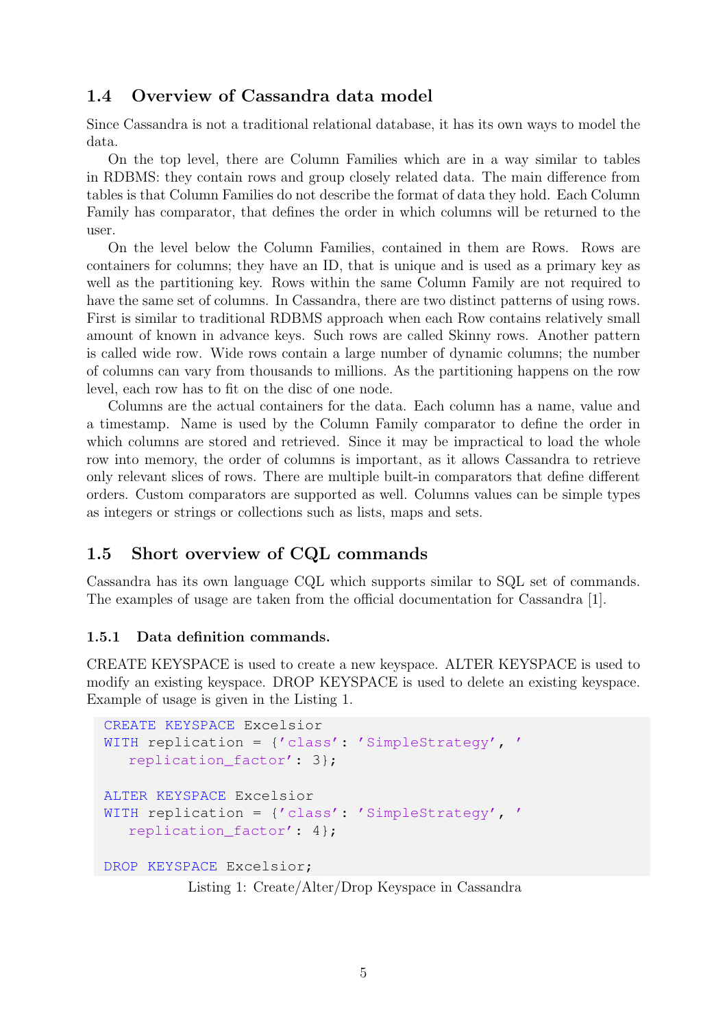## 1.4 Overview of Cassandra data model

Since Cassandra is not a traditional relational database, it has its own ways to model the data.

On the top level, there are Column Families which are in a way similar to tables in RDBMS: they contain rows and group closely related data. The main difference from tables is that Column Families do not describe the format of data they hold. Each Column Family has comparator, that defines the order in which columns will be returned to the user.

On the level below the Column Families, contained in them are Rows. Rows are containers for columns; they have an ID, that is unique and is used as a primary key as well as the partitioning key. Rows within the same Column Family are not required to have the same set of columns. In Cassandra, there are two distinct patterns of using rows. First is similar to traditional RDBMS approach when each Row contains relatively small amount of known in advance keys. Such rows are called Skinny rows. Another pattern is called wide row. Wide rows contain a large number of dynamic columns; the number of columns can vary from thousands to millions. As the partitioning happens on the row level, each row has to fit on the disc of one node.

Columns are the actual containers for the data. Each column has a name, value and a timestamp. Name is used by the Column Family comparator to define the order in which columns are stored and retrieved. Since it may be impractical to load the whole row into memory, the order of columns is important, as it allows Cassandra to retrieve only relevant slices of rows. There are multiple built-in comparators that define different orders. Custom comparators are supported as well. Columns values can be simple types as integers or strings or collections such as lists, maps and sets.

## 1.5 Short overview of CQL commands

Cassandra has its own language CQL which supports similar to SQL set of commands. The examples of usage are taken from the official documentation for Cassandra [1].

### 1.5.1 Data definition commands.

CREATE KEYSPACE is used to create a new keyspace. ALTER KEYSPACE is used to modify an existing keyspace. DROP KEYSPACE is used to delete an existing keyspace. Example of usage is given in the Listing 1.

```
CREATE KEYSPACE Excelsior
WITH replication = {'class': 'SimpleStrategy', '
   replication_factor': 3};

ALTER KEYSPACE Excelsior
WITH replication = {'class': 'SimpleStrategy', '
   replication_factor': 4};

DROP KEYSPACE Excelsior;
```

Listing 1: Create/Alter/Drop Keyspace in Cassandra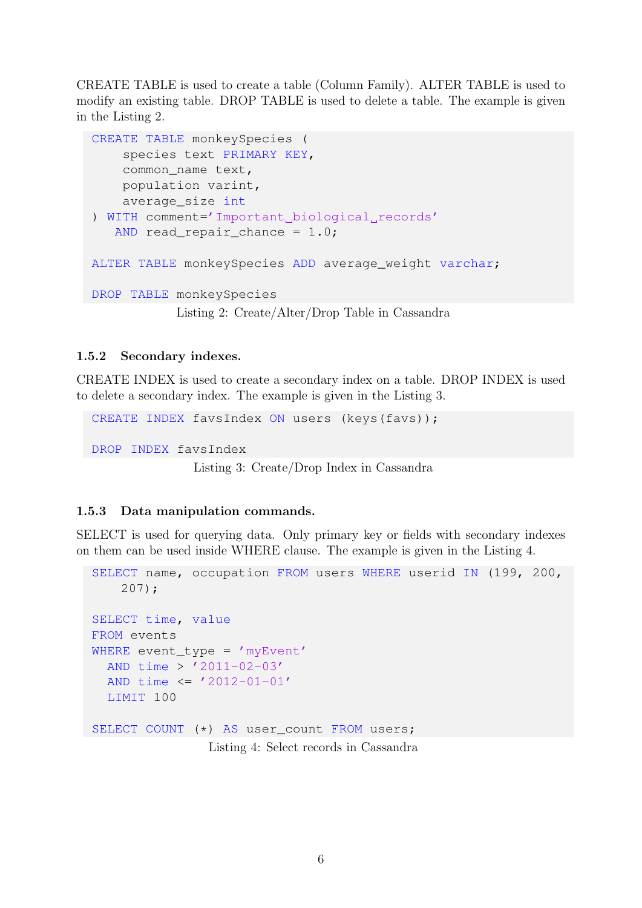CREATE TABLE is used to create a table (Column Family). ALTER TABLE is used to modify an existing table. DROP TABLE is used to delete a table. The example is given in the Listing 2.

```
CREATE TABLE monkeySpecies (
    species text PRIMARY KEY,
    common_name text,
    population varint,
    average_size int
) WITH comment='Important biological records'
   AND read_repair_chance = 1.0;

ALTER TABLE monkeySpecies ADD average_weight varchar;

DROP TABLE monkeySpecies
```

Listing 2: Create/Alter/Drop Table in Cassandra

### 1.5.2 Secondary indexes.

CREATE INDEX is used to create a secondary index on a table. DROP INDEX is used to delete a secondary index. The example is given in the Listing 3.

```
CREATE INDEX favsIndex ON users (keys(favs));

DROP INDEX favsIndex
```

Listing 3: Create/Drop Index in Cassandra

### 1.5.3 Data manipulation commands.

SELECT is used for querying data. Only primary key or fields with secondary indexes on them can be used inside WHERE clause. The example is given in the Listing 4.

```
SELECT name, occupation FROM users WHERE userid IN (199, 200,
    207);

SELECT time, value
FROM events
WHERE event_type = 'myEvent'
  AND time > '2011-02-03'
  AND time <= '2012-01-01'
  LIMIT 100

SELECT COUNT (*) AS user_count FROM users;
```

Listing 4: Select records in Cassandra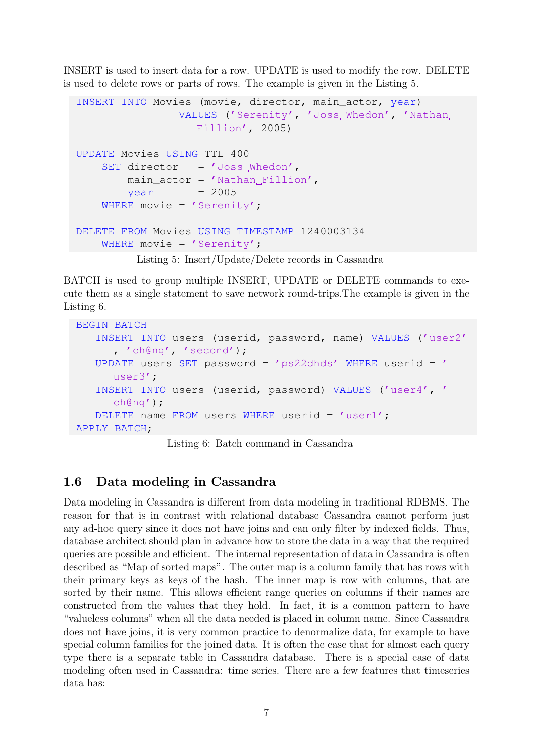INSERT is used to insert data for a row. UPDATE is used to modify the row. DELETE is used to delete rows or parts of rows. The example is given in the Listing 5.

```
INSERT INTO Movies (movie, director, main_actor, year)
                VALUES ('Serenity', 'Joss Whedon', 'Nathan Fillion', 2005)

UPDATE Movies USING TTL 400
    SET director   = 'Joss Whedon',
        main_actor = 'Nathan Fillion',
        year       = 2005
    WHERE movie = 'Serenity';

DELETE FROM Movies USING TIMESTAMP 1240003134
    WHERE movie = 'Serenity';
```

Listing 5: Insert/Update/Delete records in Cassandra

BATCH is used to group multiple INSERT, UPDATE or DELETE commands to execute them as a single statement to save network round-trips.The example is given in the Listing 6.

```
BEGIN BATCH
   INSERT INTO users (userid, password, name) VALUES ('user2', 'ch@ng', 'second');
   UPDATE users SET password = 'ps22dhds' WHERE userid = 'user3';
   INSERT INTO users (userid, password) VALUES ('user4', 'ch@ng');
   DELETE name FROM users WHERE userid = 'user1';
APPLY BATCH;
```

Listing 6: Batch command in Cassandra

## 1.6 Data modeling in Cassandra

Data modeling in Cassandra is different from data modeling in traditional RDBMS. The reason for that is in contrast with relational database Cassandra cannot perform just any ad-hoc query since it does not have joins and can only filter by indexed fields. Thus, database architect should plan in advance how to store the data in a way that the required queries are possible and efficient. The internal representation of data in Cassandra is often described as "Map of sorted maps". The outer map is a column family that has rows with their primary keys as keys of the hash. The inner map is row with columns, that are sorted by their name. This allows efficient range queries on columns if their names are constructed from the values that they hold. In fact, it is a common pattern to have "valueless columns" when all the data needed is placed in column name. Since Cassandra does not have joins, it is very common practice to denormalize data, for example to have special column families for the joined data. It is often the case that for almost each query type there is a separate table in Cassandra database. There is a special case of data modeling often used in Cassandra: time series. There are a few features that timeseries data has: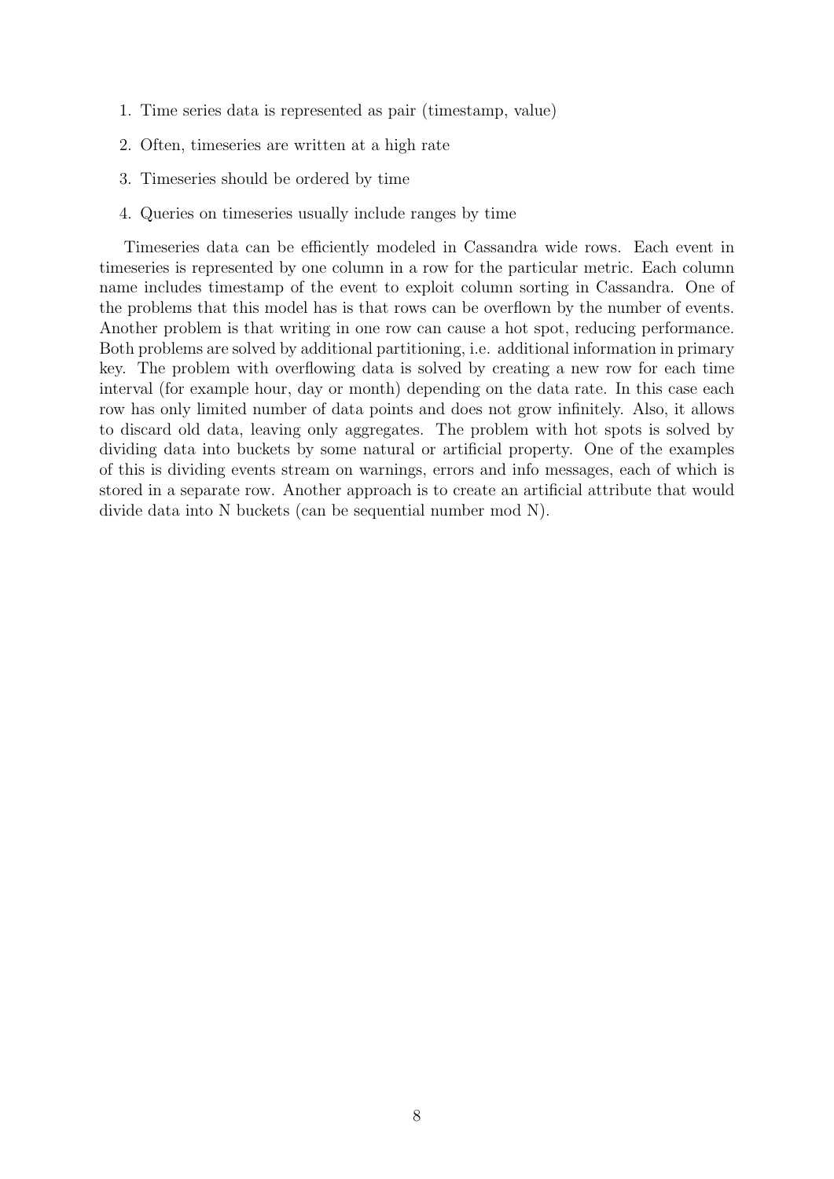1. Time series data is represented as pair (timestamp, value)
2. Often, timeseries are written at a high rate
3. Timeseries should be ordered by time
4. Queries on timeseries usually include ranges by time

Timeseries data can be efficiently modeled in Cassandra wide rows. Each event in timeseries is represented by one column in a row for the particular metric. Each column name includes timestamp of the event to exploit column sorting in Cassandra. One of the problems that this model has is that rows can be overflown by the number of events. Another problem is that writing in one row can cause a hot spot, reducing performance. Both problems are solved by additional partitioning, i.e. additional information in primary key. The problem with overflowing data is solved by creating a new row for each time interval (for example hour, day or month) depending on the data rate. In this case each row has only limited number of data points and does not grow infinitely. Also, it allows to discard old data, leaving only aggregates. The problem with hot spots is solved by dividing data into buckets by some natural or artificial property. One of the examples of this is dividing events stream on warnings, errors and info messages, each of which is stored in a separate row. Another approach is to create an artificial attribute that would divide data into N buckets (can be sequential number mod N).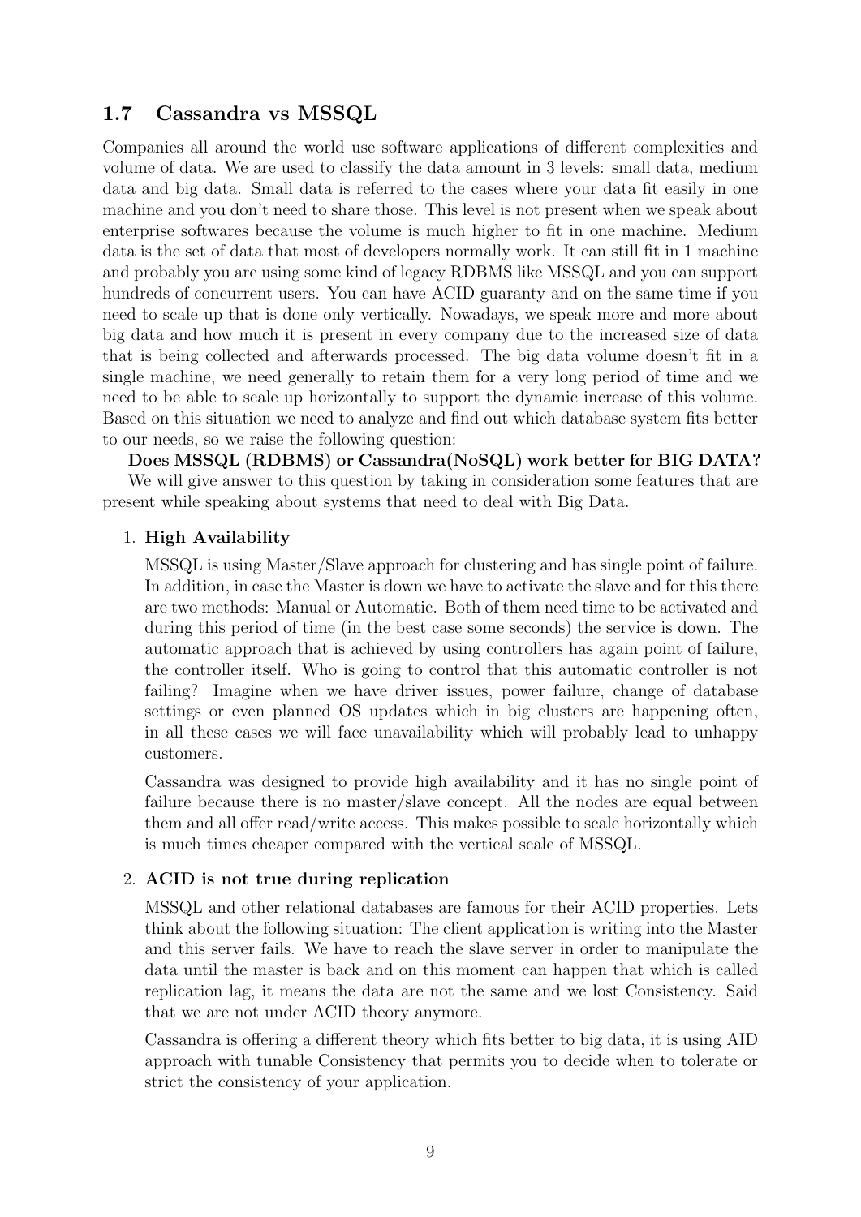## 1.7 Cassandra vs MSSQL

Companies all around the world use software applications of different complexities and volume of data. We are used to classify the data amount in 3 levels: small data, medium data and big data. Small data is referred to the cases where your data fit easily in one machine and you don't need to share those. This level is not present when we speak about enterprise softwares because the volume is much higher to fit in one machine. Medium data is the set of data that most of developers normally work. It can still fit in 1 machine and probably you are using some kind of legacy RDBMS like MSSQL and you can support hundreds of concurrent users. You can have ACID guaranty and on the same time if you need to scale up that is done only vertically. Nowadays, we speak more and more about big data and how much it is present in every company due to the increased size of data that is being collected and afterwards processed. The big data volume doesn't fit in a single machine, we need generally to retain them for a very long period of time and we need to be able to scale up horizontally to support the dynamic increase of this volume. Based on this situation we need to analyze and find out which database system fits better to our needs, so we raise the following question:

**Does MSSQL (RDBMS) or Cassandra(NoSQL) work better for BIG DATA?**

We will give answer to this question by taking in consideration some features that are present while speaking about systems that need to deal with Big Data.

1. **High Availability**

   MSSQL is using Master/Slave approach for clustering and has single point of failure. In addition, in case the Master is down we have to activate the slave and for this there are two methods: Manual or Automatic. Both of them need time to be activated and during this period of time (in the best case some seconds) the service is down. The automatic approach that is achieved by using controllers has again point of failure, the controller itself. Who is going to control that this automatic controller is not failing? Imagine when we have driver issues, power failure, change of database settings or even planned OS updates which in big clusters are happening often, in all these cases we will face unavailability which will probably lead to unhappy customers.

   Cassandra was designed to provide high availability and it has no single point of failure because there is no master/slave concept. All the nodes are equal between them and all offer read/write access. This makes possible to scale horizontally which is much times cheaper compared with the vertical scale of MSSQL.

2. **ACID is not true during replication**

   MSSQL and other relational databases are famous for their ACID properties. Lets think about the following situation: The client application is writing into the Master and this server fails. We have to reach the slave server in order to manipulate the data until the master is back and on this moment can happen that which is called replication lag, it means the data are not the same and we lost Consistency. Said that we are not under ACID theory anymore.

   Cassandra is offering a different theory which fits better to big data, it is using AID approach with tunable Consistency that permits you to decide when to tolerate or strict the consistency of your application.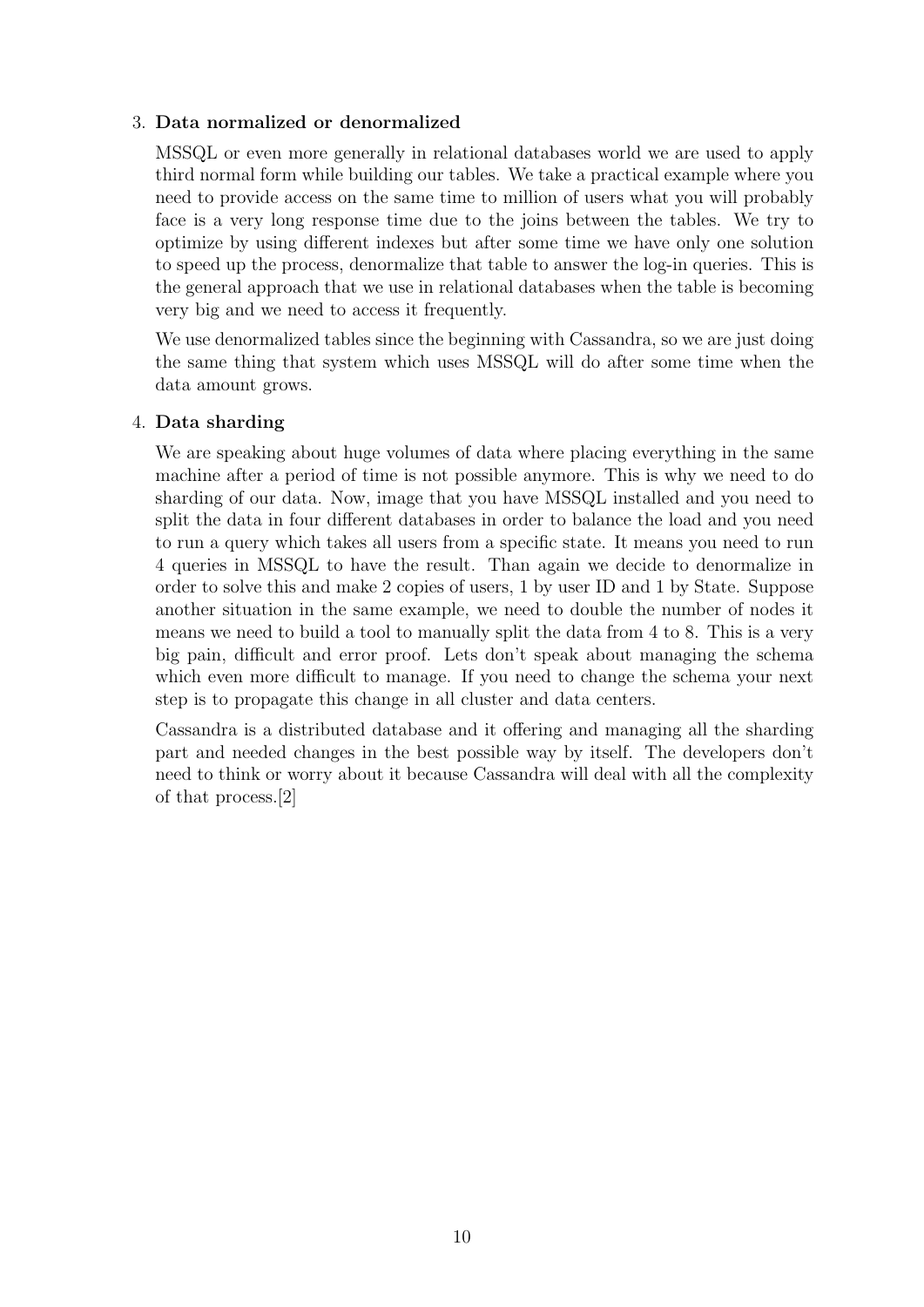3. **Data normalized or denormalized**

   MSSQL or even more generally in relational databases world we are used to apply third normal form while building our tables. We take a practical example where you need to provide access on the same time to million of users what you will probably face is a very long response time due to the joins between the tables. We try to optimize by using different indexes but after some time we have only one solution to speed up the process, denormalize that table to answer the log-in queries. This is the general approach that we use in relational databases when the table is becoming very big and we need to access it frequently.

   We use denormalized tables since the beginning with Cassandra, so we are just doing the same thing that system which uses MSSQL will do after some time when the data amount grows.

4. **Data sharding**

   We are speaking about huge volumes of data where placing everything in the same machine after a period of time is not possible anymore. This is why we need to do sharding of our data. Now, image that you have MSSQL installed and you need to split the data in four different databases in order to balance the load and you need to run a query which takes all users from a specific state. It means you need to run 4 queries in MSSQL to have the result. Than again we decide to denormalize in order to solve this and make 2 copies of users, 1 by user ID and 1 by State. Suppose another situation in the same example, we need to double the number of nodes it means we need to build a tool to manually split the data from 4 to 8. This is a very big pain, difficult and error proof. Lets don't speak about managing the schema which even more difficult to manage. If you need to change the schema your next step is to propagate this change in all cluster and data centers.

   Cassandra is a distributed database and it offering and managing all the sharding part and needed changes in the best possible way by itself. The developers don't need to think or worry about it because Cassandra will deal with all the complexity of that process.[2]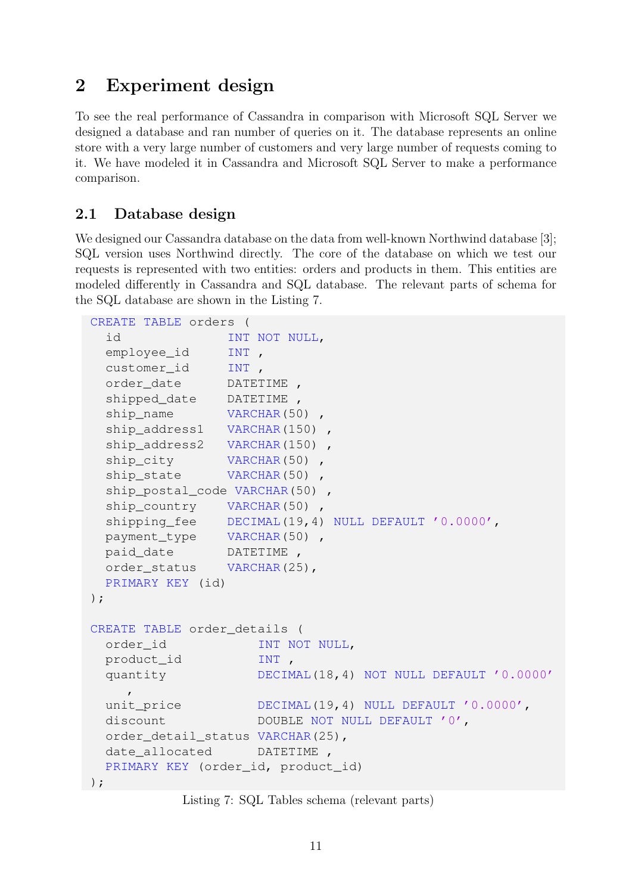## 2 Experiment design

To see the real performance of Cassandra in comparison with Microsoft SQL Server we designed a database and ran number of queries on it. The database represents an online store with a very large number of customers and very large number of requests coming to it. We have modeled it in Cassandra and Microsoft SQL Server to make a performance comparison.

### 2.1 Database design

We designed our Cassandra database on the data from well-known Northwind database [3]; SQL version uses Northwind directly. The core of the database on which we test our requests is represented with two entities: orders and products in them. This entities are modeled differently in Cassandra and SQL database. The relevant parts of schema for the SQL database are shown in the Listing 7.

```
CREATE TABLE orders (
  id               INT NOT NULL,
  employee_id      INT ,
  customer_id      INT ,
  order_date       DATETIME ,
  shipped_date     DATETIME ,
  ship_name        VARCHAR(50) ,
  ship_address1    VARCHAR(150) ,
  ship_address2    VARCHAR(150) ,
  ship_city        VARCHAR(50) ,
  ship_state       VARCHAR(50) ,
  ship_postal_code VARCHAR(50) ,
  ship_country     VARCHAR(50) ,
  shipping_fee     DECIMAL(19,4) NULL DEFAULT '0.0000',
  payment_type     VARCHAR(50) ,
  paid_date        DATETIME ,
  order_status     VARCHAR(25),
  PRIMARY KEY (id)
);

CREATE TABLE order_details (
  order_id             INT NOT NULL,
  product_id           INT ,
  quantity             DECIMAL(18,4) NOT NULL DEFAULT '0.0000'
     ,
  unit_price           DECIMAL(19,4) NULL DEFAULT '0.0000',
  discount             DOUBLE NOT NULL DEFAULT '0',
  order_detail_status  VARCHAR(25),
  date_allocated       DATETIME ,
  PRIMARY KEY (order_id, product_id)
);
```

Listing 7: SQL Tables schema (relevant parts)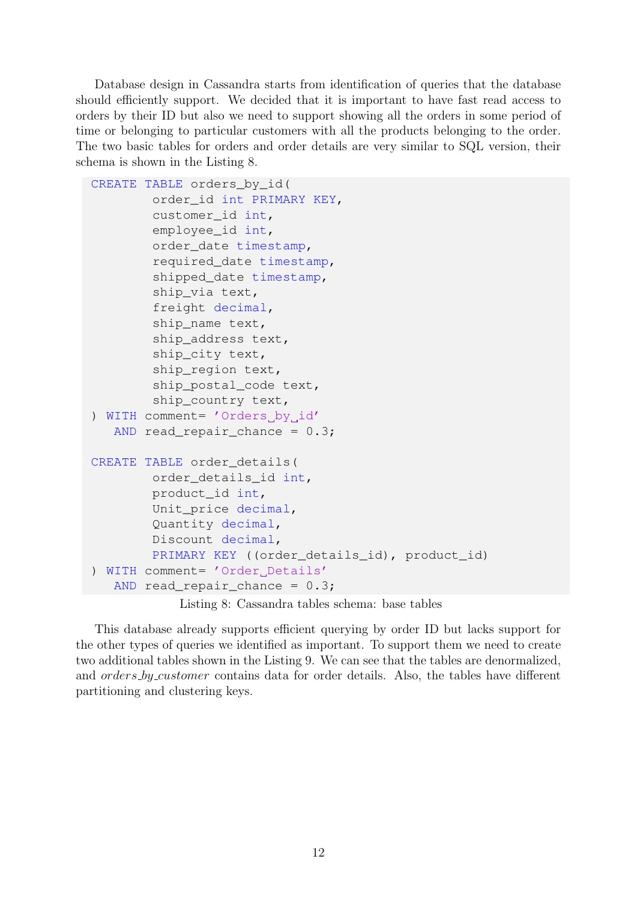Database design in Cassandra starts from identification of queries that the database should efficiently support. We decided that it is important to have fast read access to orders by their ID but also we need to support showing all the orders in some period of time or belonging to particular customers with all the products belonging to the order. The two basic tables for orders and order details are very similar to SQL version, their schema is shown in the Listing 8.

```
CREATE TABLE orders_by_id(
        order_id int PRIMARY KEY,
        customer_id int,
        employee_id int,
        order_date timestamp,
        required_date timestamp,
        shipped_date timestamp,
        ship_via text,
        freight decimal,
        ship_name text,
        ship_address text,
        ship_city text,
        ship_region text,
        ship_postal_code text,
        ship_country text,
) WITH comment= 'Orders by id'
   AND read_repair_chance = 0.3;

CREATE TABLE order_details(
        order_details_id int,
        product_id int,
        Unit_price decimal,
        Quantity decimal,
        Discount decimal,
        PRIMARY KEY ((order_details_id), product_id)
) WITH comment= 'Order Details'
   AND read_repair_chance = 0.3;
```

Listing 8: Cassandra tables schema: base tables

This database already supports efficient querying by order ID but lacks support for the other types of queries we identified as important. To support them we need to create two additional tables shown in the Listing 9. We can see that the tables are denormalized, and *orders_by_customer* contains data for order details. Also, the tables have different partitioning and clustering keys.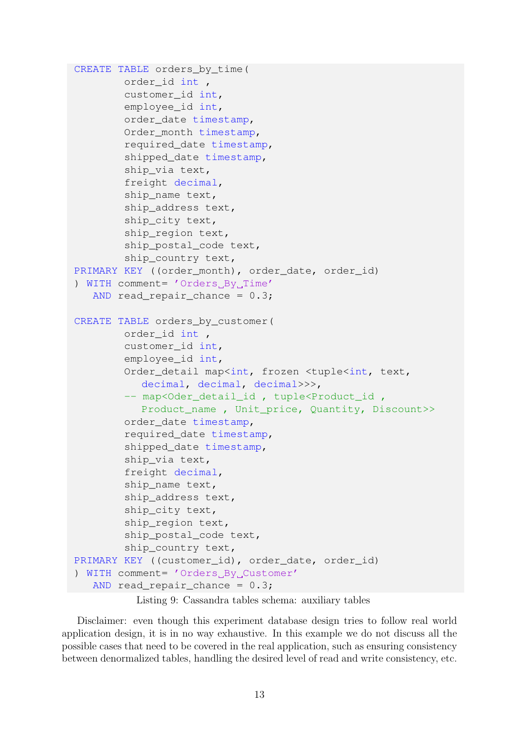```
CREATE TABLE orders_by_time(
        order_id int ,
        customer_id int,
        employee_id int,
        order_date timestamp,
        Order_month timestamp,
        required_date timestamp,
        shipped_date timestamp,
        ship_via text,
        freight decimal,
        ship_name text,
        ship_address text,
        ship_city text,
        ship_region text,
        ship_postal_code text,
        ship_country text,
PRIMARY KEY ((order_month), order_date, order_id)
) WITH comment= 'Orders By Time'
   AND read_repair_chance = 0.3;

CREATE TABLE orders_by_customer(
        order_id int ,
        customer_id int,
        employee_id int,
        Order_detail map<int, frozen <tuple<int, text,
           decimal, decimal, decimal>>>,
        -- map<Oder_detail_id , tuple<Product_id ,
           Product_name , Unit_price, Quantity, Discount>>
        order_date timestamp,
        required_date timestamp,
        shipped_date timestamp,
        ship_via text,
        freight decimal,
        ship_name text,
        ship_address text,
        ship_city text,
        ship_region text,
        ship_postal_code text,
        ship_country text,
PRIMARY KEY ((customer_id), order_date, order_id)
) WITH comment= 'Orders By Customer'
   AND read_repair_chance = 0.3;
```

Listing 9: Cassandra tables schema: auxiliary tables

Disclaimer: even though this experiment database design tries to follow real world application design, it is in no way exhaustive. In this example we do not discuss all the possible cases that need to be covered in the real application, such as ensuring consistency between denormalized tables, handling the desired level of read and write consistency, etc.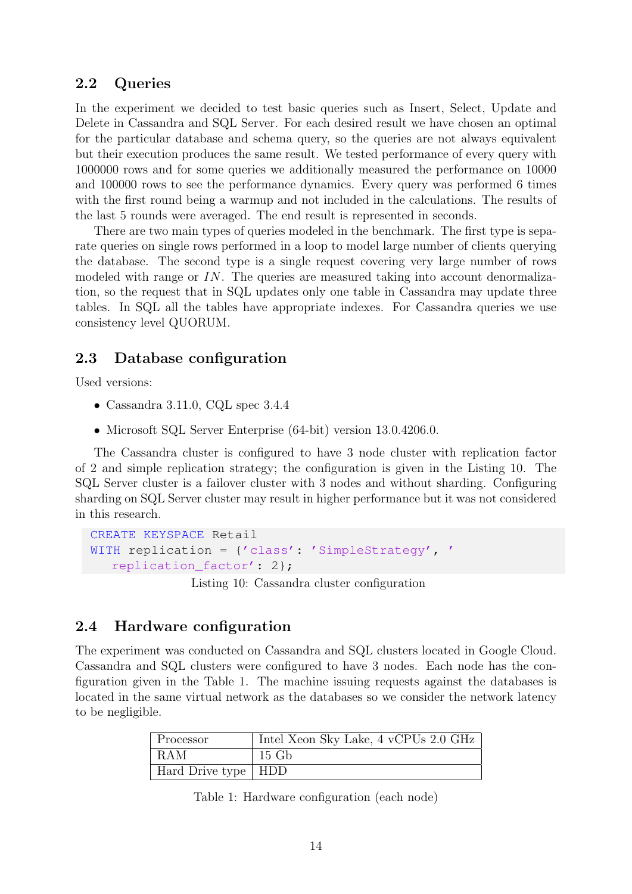## 2.2 Queries

In the experiment we decided to test basic queries such as Insert, Select, Update and Delete in Cassandra and SQL Server. For each desired result we have chosen an optimal for the particular database and schema query, so the queries are not always equivalent but their execution produces the same result. We tested performance of every query with 1000000 rows and for some queries we additionally measured the performance on 10000 and 100000 rows to see the performance dynamics. Every query was performed 6 times with the first round being a warmup and not included in the calculations. The results of the last 5 rounds were averaged. The end result is represented in seconds.

There are two main types of queries modeled in the benchmark. The first type is separate queries on single rows performed in a loop to model large number of clients querying the database. The second type is a single request covering very large number of rows modeled with range or $IN$. The queries are measured taking into account denormalization, so the request that in SQL updates only one table in Cassandra may update three tables. In SQL all the tables have appropriate indexes. For Cassandra queries we use consistency level QUORUM.

## 2.3 Database configuration

Used versions:

- Cassandra 3.11.0, CQL spec 3.4.4
- Microsoft SQL Server Enterprise (64-bit) version 13.0.4206.0.

The Cassandra cluster is configured to have 3 node cluster with replication factor of 2 and simple replication strategy; the configuration is given in the Listing 10. The SQL Server cluster is a failover cluster with 3 nodes and without sharding. Configuring sharding on SQL Server cluster may result in higher performance but it was not considered in this research.

```
CREATE KEYSPACE Retail
WITH replication = {'class': 'SimpleStrategy', '
   replication_factor': 2};
```

Listing 10: Cassandra cluster configuration

## 2.4 Hardware configuration

The experiment was conducted on Cassandra and SQL clusters located in Google Cloud. Cassandra and SQL clusters were configured to have 3 nodes. Each node has the configuration given in the Table 1. The machine issuing requests against the databases is located in the same virtual network as the databases so we consider the network latency to be negligible.

| | |
|---|---|
| Processor | Intel Xeon Sky Lake, 4 vCPUs 2.0 GHz |
| RAM | 15 Gb |
| Hard Drive type | HDD |

Table 1: Hardware configuration (each node)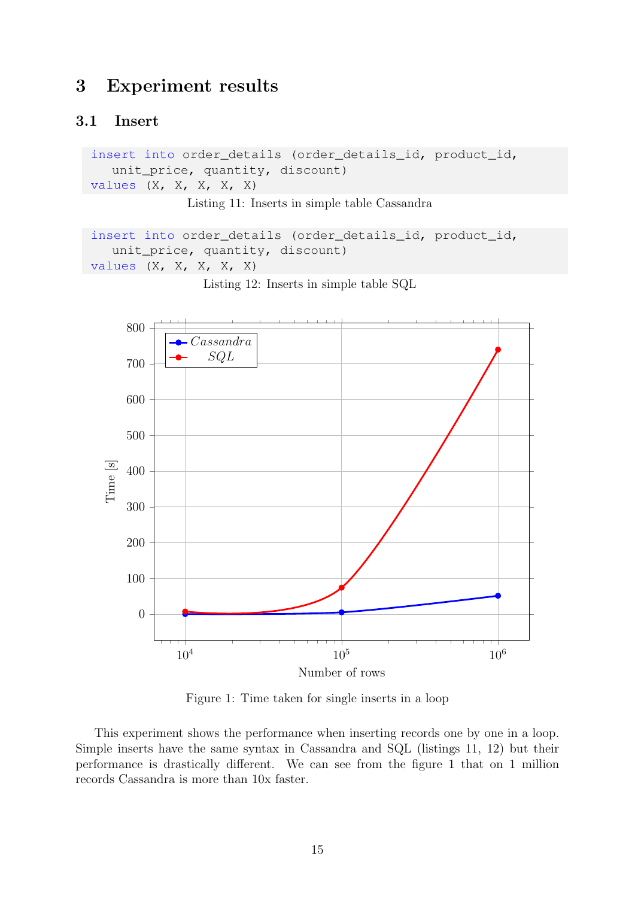## 3 Experiment results

### 3.1 Insert

```
insert into order_details (order_details_id, product_id,
   unit_price, quantity, discount)
values (X, X, X, X, X)
```

Listing 11: Inserts in simple table Cassandra

```
insert into order_details (order_details_id, product_id,
   unit_price, quantity, discount)
values (X, X, X, X, X)
```

Listing 12: Inserts in simple table SQL

Figure 1: Time taken for single inserts in a loop

This experiment shows the performance when inserting records one by one in a loop. Simple inserts have the same syntax in Cassandra and SQL (listings 11, 12) but their performance is drastically different. We can see from the figure 1 that on 1 million records Cassandra is more than 10x faster.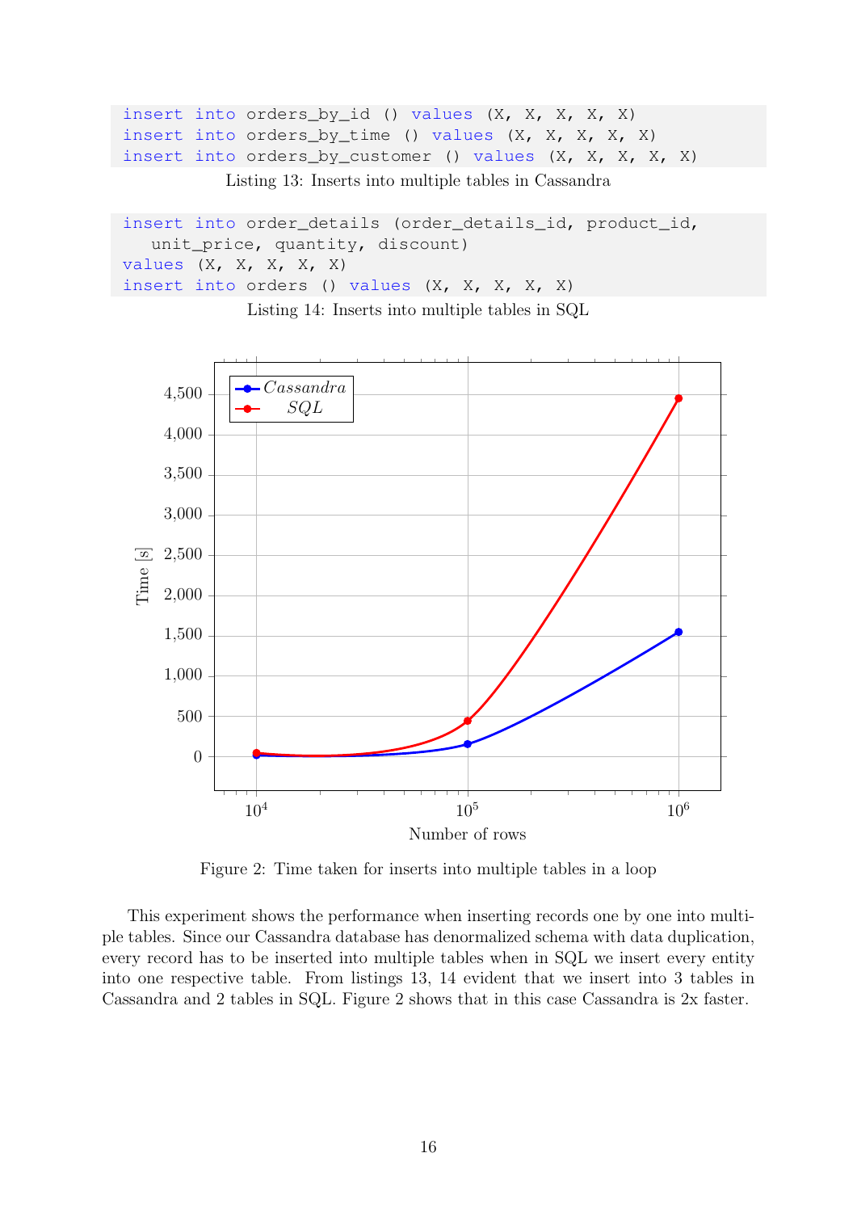```
insert into orders_by_id () values (X, X, X, X, X)
insert into orders_by_time () values (X, X, X, X, X)
insert into orders_by_customer () values (X, X, X, X, X)
```

Listing 13: Inserts into multiple tables in Cassandra

```
insert into order_details (order_details_id, product_id,
   unit_price, quantity, discount)
values (X, X, X, X, X)
insert into orders () values (X, X, X, X, X)
```

Listing 14: Inserts into multiple tables in SQL

Figure 2: Time taken for inserts into multiple tables in a loop

This experiment shows the performance when inserting records one by one into multiple tables. Since our Cassandra database has denormalized schema with data duplication, every record has to be inserted into multiple tables when in SQL we insert every entity into one respective table. From listings 13, 14 evident that we insert into 3 tables in Cassandra and 2 tables in SQL. Figure 2 shows that in this case Cassandra is 2x faster.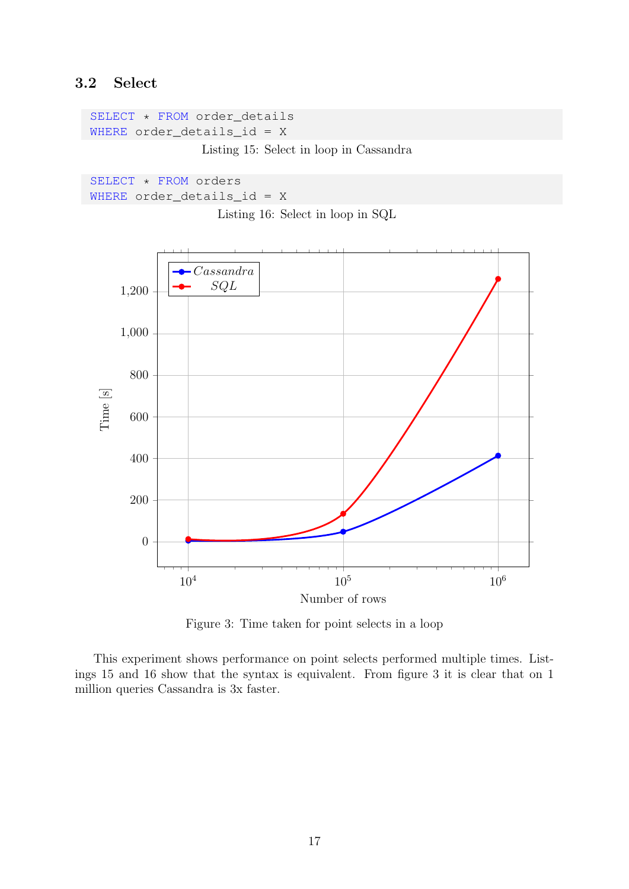### 3.2 Select

```
SELECT * FROM order_details
WHERE order_details_id = X
```

Listing 15: Select in loop in Cassandra

```
SELECT * FROM orders
WHERE order_details_id = X
```

Listing 16: Select in loop in SQL

Figure 3: Time taken for point selects in a loop

This experiment shows performance on point selects performed multiple times. Listings 15 and 16 show that the syntax is equivalent. From figure 3 it is clear that on 1 million queries Cassandra is 3x faster.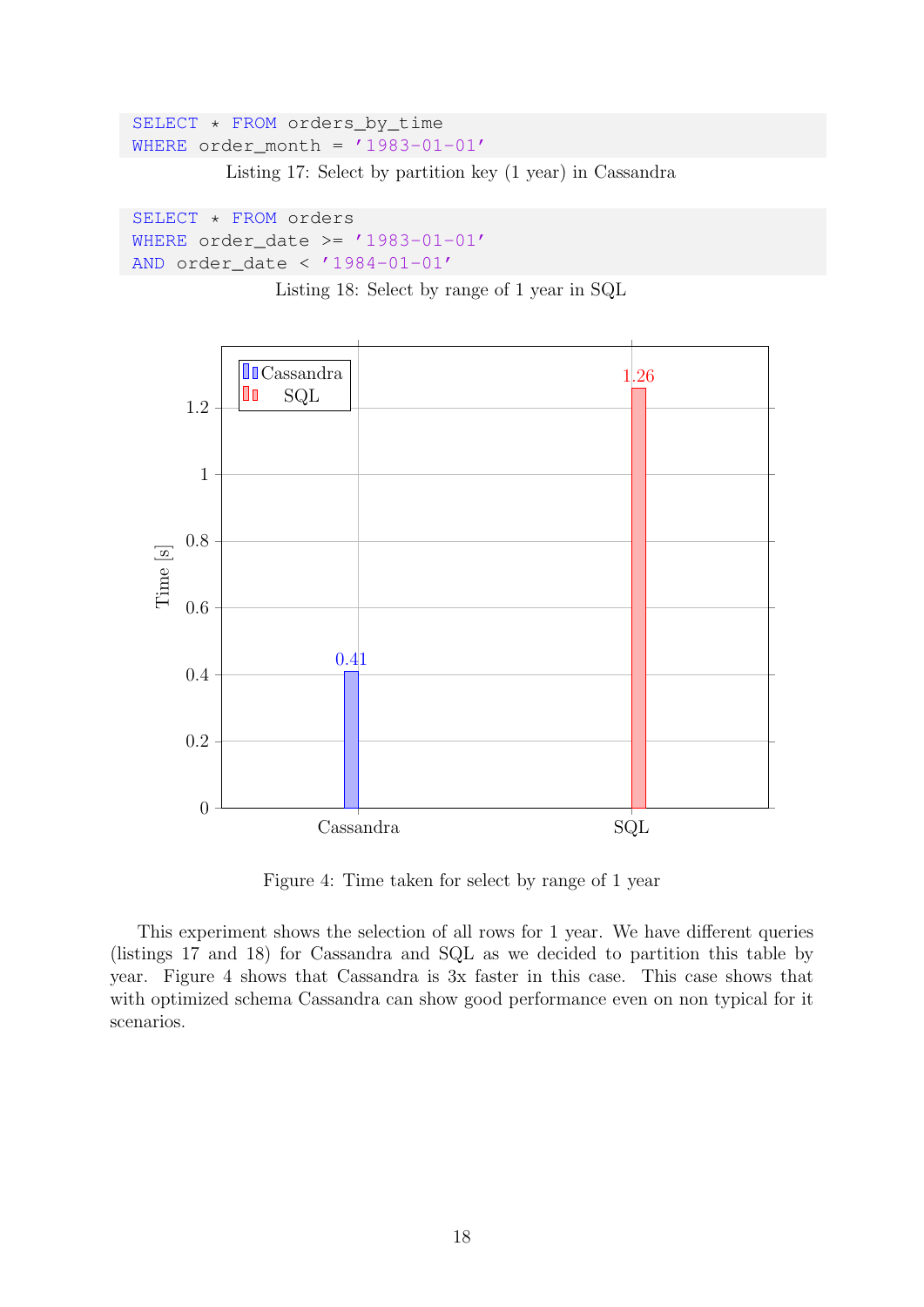```sql
SELECT * FROM orders_by_time
WHERE order_month = '1983-01-01'
```

Listing 17: Select by partition key (1 year) in Cassandra

```sql
SELECT * FROM orders
WHERE order_date >= '1983-01-01'
AND order_date < '1984-01-01'
```

Listing 18: Select by range of 1 year in SQL

| | Time [s] |
|---|---|
| Cassandra | 0.41 |
| SQL | 1.26 |

Figure 4: Time taken for select by range of 1 year

This experiment shows the selection of all rows for 1 year. We have different queries (listings 17 and 18) for Cassandra and SQL as we decided to partition this table by year. Figure 4 shows that Cassandra is 3x faster in this case. This case shows that with optimized schema Cassandra can show good performance even on non typical for it scenarios.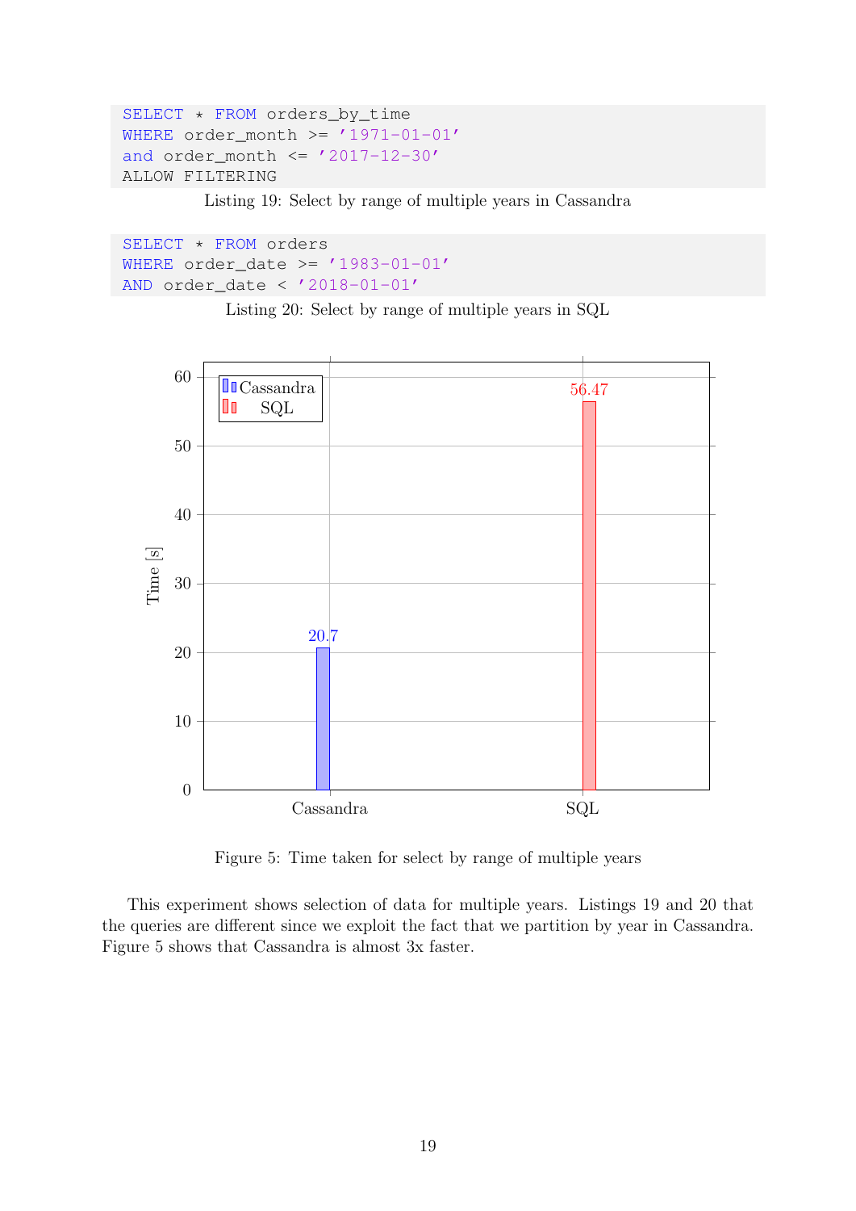```
SELECT * FROM orders_by_time
WHERE order_month >= '1971-01-01'
and order_month <= '2017-12-30'
ALLOW FILTERING
```

Listing 19: Select by range of multiple years in Cassandra

```
SELECT * FROM orders
WHERE order_date >= '1983-01-01'
AND order_date < '2018-01-01'
```

Listing 20: Select by range of multiple years in SQL

| | Time [s] |
|---|---|
| Cassandra | 20.7 |
| SQL | 56.47 |

Figure 5: Time taken for select by range of multiple years

This experiment shows selection of data for multiple years. Listings 19 and 20 that the queries are different since we exploit the fact that we partition by year in Cassandra. Figure 5 shows that Cassandra is almost 3x faster.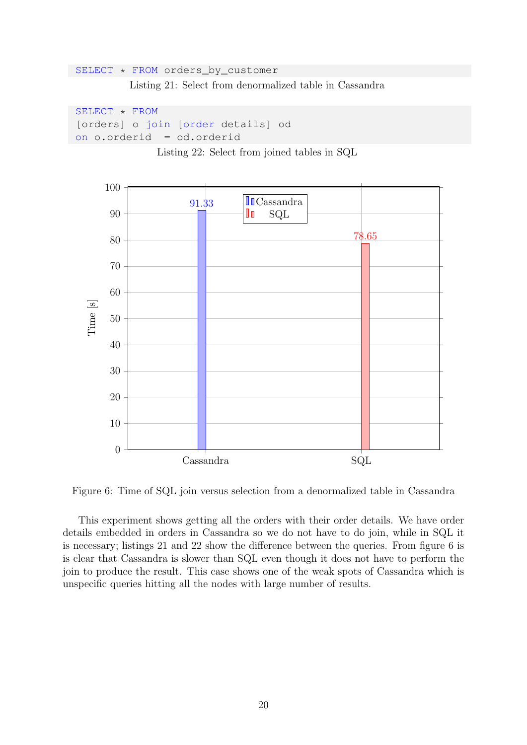```
SELECT * FROM orders_by_customer
```

Listing 21: Select from denormalized table in Cassandra

```
SELECT * FROM
[orders] o join [order details] od
on o.orderid  = od.orderid
```

Listing 22: Select from joined tables in SQL

| | Time [s] |
|---|---|
| Cassandra | 91.33 |
| SQL | 78.65 |

Figure 6: Time of SQL join versus selection from a denormalized table in Cassandra

This experiment shows getting all the orders with their order details. We have order details embedded in orders in Cassandra so we do not have to do join, while in SQL it is necessary; listings 21 and 22 show the difference between the queries. From figure 6 is is clear that Cassandra is slower than SQL even though it does not have to perform the join to produce the result. This case shows one of the weak spots of Cassandra which is unspecific queries hitting all the nodes with large number of results.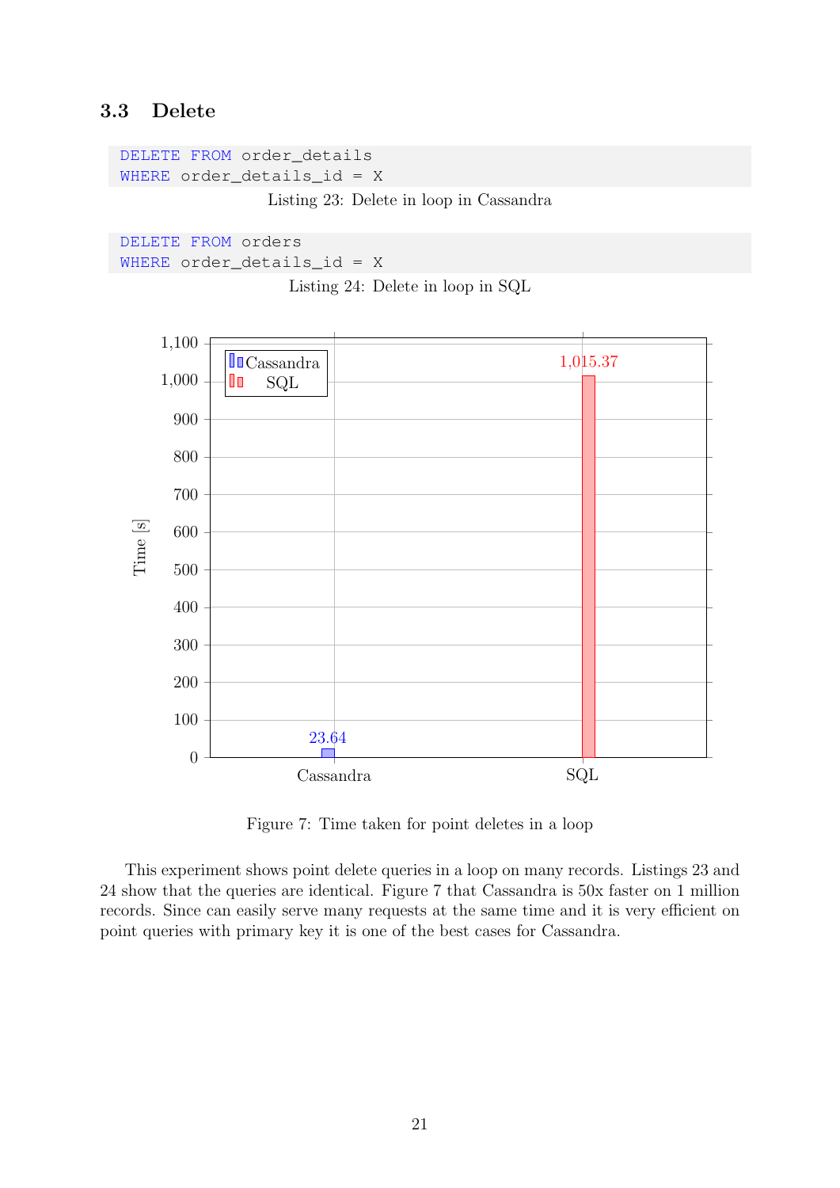### 3.3 Delete

```
DELETE FROM order_details
WHERE order_details_id = X
```

Listing 23: Delete in loop in Cassandra

```
DELETE FROM orders
WHERE order_details_id = X
```

Listing 24: Delete in loop in SQL

| | Time [s] |
|---|---|
| Cassandra | 23.64 |
| SQL | 1,015.37 |

Figure 7: Time taken for point deletes in a loop

This experiment shows point delete queries in a loop on many records. Listings 23 and 24 show that the queries are identical. Figure 7 that Cassandra is 50x faster on 1 million records. Since can easily serve many requests at the same time and it is very efficient on point queries with primary key it is one of the best cases for Cassandra.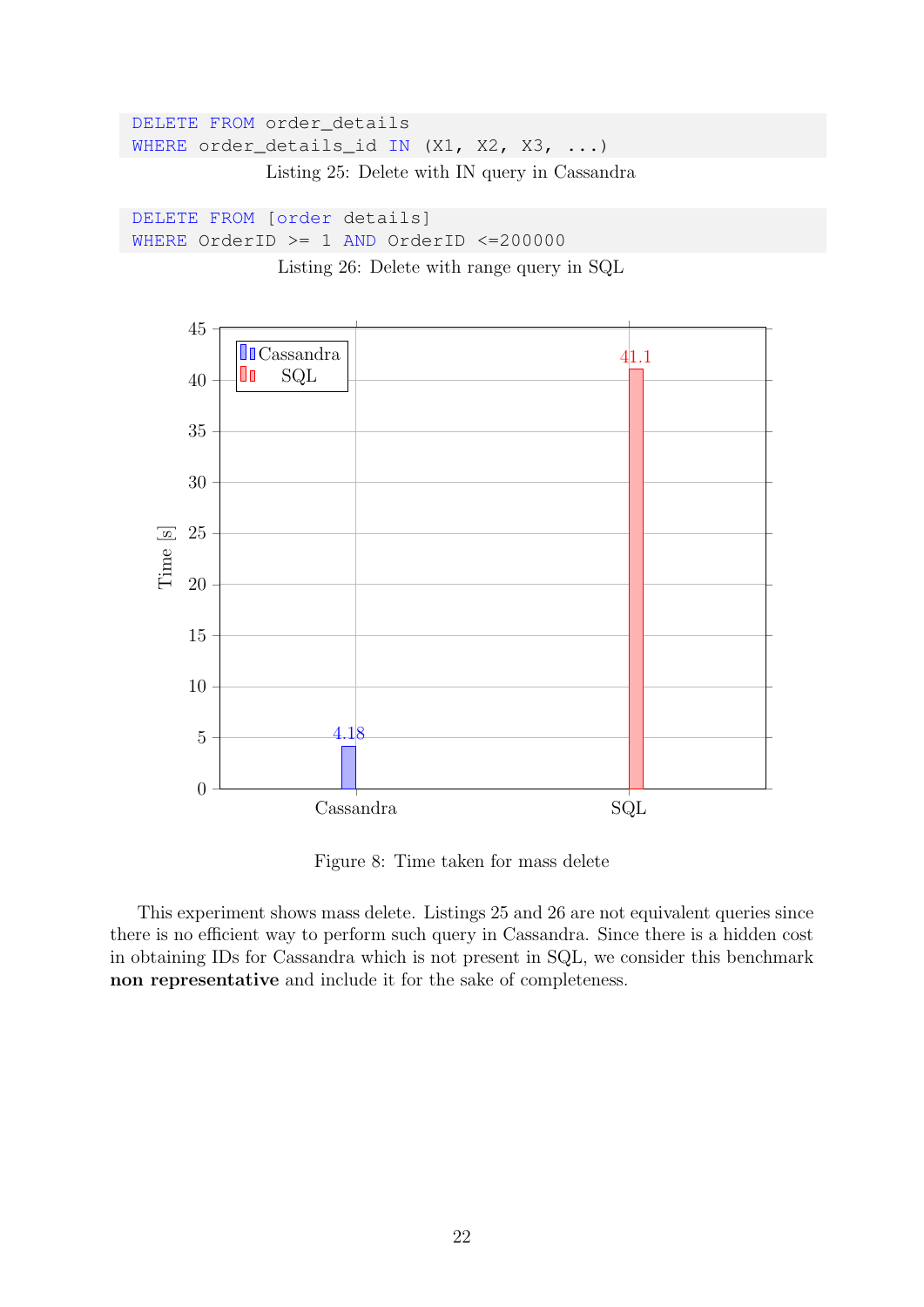```
DELETE FROM order_details
WHERE order_details_id IN (X1, X2, X3, ...)
```

Listing 25: Delete with IN query in Cassandra

```
DELETE FROM [order details]
WHERE OrderID >= 1 AND OrderID <=200000
```

Listing 26: Delete with range query in SQL

| | Time [s] |
|---|---|
| Cassandra | 4.18 |
| SQL | 41.1 |

Figure 8: Time taken for mass delete

This experiment shows mass delete. Listings 25 and 26 are not equivalent queries since there is no efficient way to perform such query in Cassandra. Since there is a hidden cost in obtaining IDs for Cassandra which is not present in SQL, we consider this benchmark **non representative** and include it for the sake of completeness.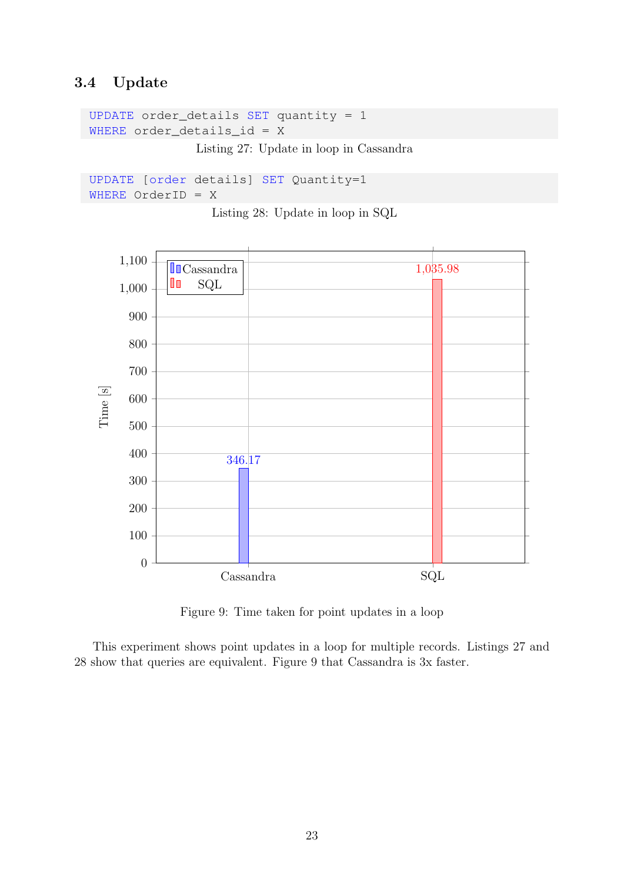### 3.4 Update

```
UPDATE order_details SET quantity = 1
WHERE order_details_id = X
```

Listing 27: Update in loop in Cassandra

```
UPDATE [order details] SET Quantity=1
WHERE OrderID = X
```

Listing 28: Update in loop in SQL

| | Time [s] |
|---|---|
| Cassandra | 346.17 |
| SQL | 1,035.98 |

Figure 9: Time taken for point updates in a loop

This experiment shows point updates in a loop for multiple records. Listings 27 and 28 show that queries are equivalent. Figure 9 that Cassandra is 3x faster.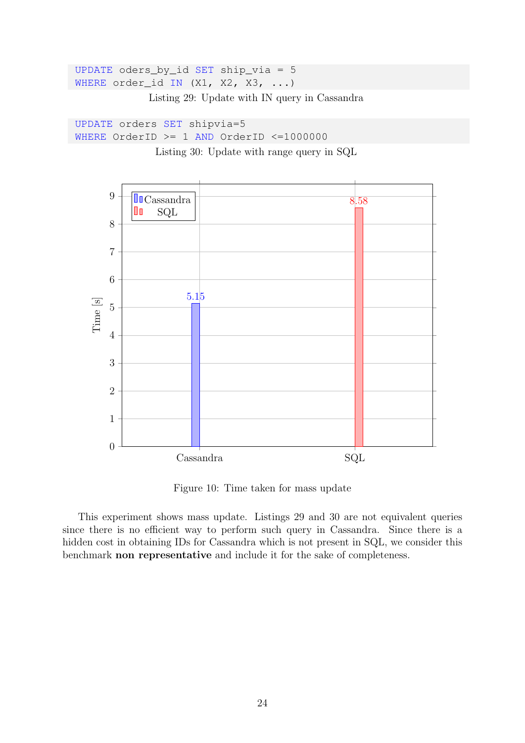```
UPDATE oders_by_id SET ship_via = 5
WHERE order_id IN (X1, X2, X3, ...)
```

Listing 29: Update with IN query in Cassandra

```
UPDATE orders SET shipvia=5
WHERE OrderID >= 1 AND OrderID <=1000000
```

Listing 30: Update with range query in SQL

| | Time [s] |
|---|---|
| Cassandra | 5.15 |
| SQL | 8.58 |

Figure 10: Time taken for mass update

This experiment shows mass update. Listings 29 and 30 are not equivalent queries since there is no efficient way to perform such query in Cassandra. Since there is a hidden cost in obtaining IDs for Cassandra which is not present in SQL, we consider this benchmark **non representative** and include it for the sake of completeness.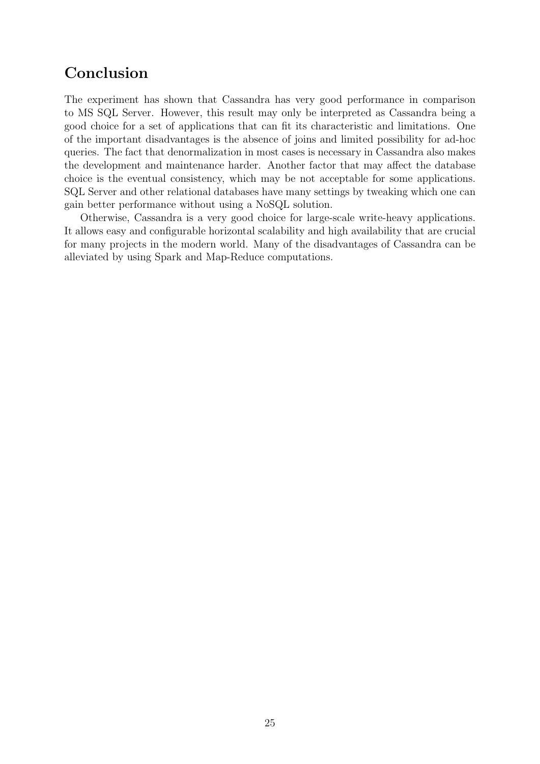# Conclusion

The experiment has shown that Cassandra has very good performance in comparison to MS SQL Server. However, this result may only be interpreted as Cassandra being a good choice for a set of applications that can fit its characteristic and limitations. One of the important disadvantages is the absence of joins and limited possibility for ad-hoc queries. The fact that denormalization in most cases is necessary in Cassandra also makes the development and maintenance harder. Another factor that may affect the database choice is the eventual consistency, which may be not acceptable for some applications. SQL Server and other relational databases have many settings by tweaking which one can gain better performance without using a NoSQL solution.

Otherwise, Cassandra is a very good choice for large-scale write-heavy applications. It allows easy and configurable horizontal scalability and high availability that are crucial for many projects in the modern world. Many of the disadvantages of Cassandra can be alleviated by using Spark and Map-Reduce computations.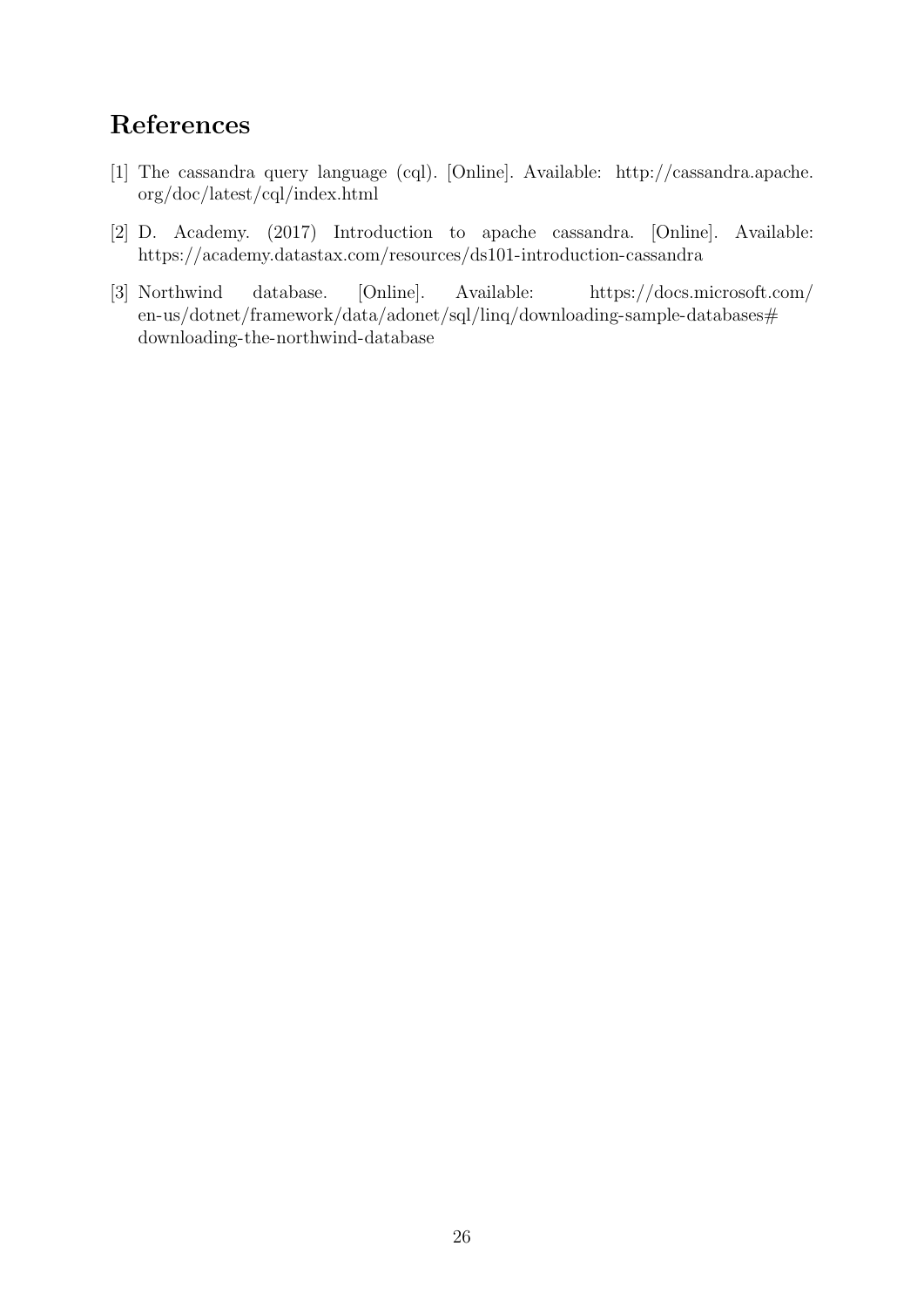# References

[1] The cassandra query language (cql). [Online]. Available: http://cassandra.apache.org/doc/latest/cql/index.html

[2] D. Academy. (2017) Introduction to apache cassandra. [Online]. Available: https://academy.datastax.com/resources/ds101-introduction-cassandra

[3] Northwind database. [Online]. Available: https://docs.microsoft.com/en-us/dotnet/framework/data/adonet/sql/linq/downloading-sample-databases#downloading-the-northwind-database